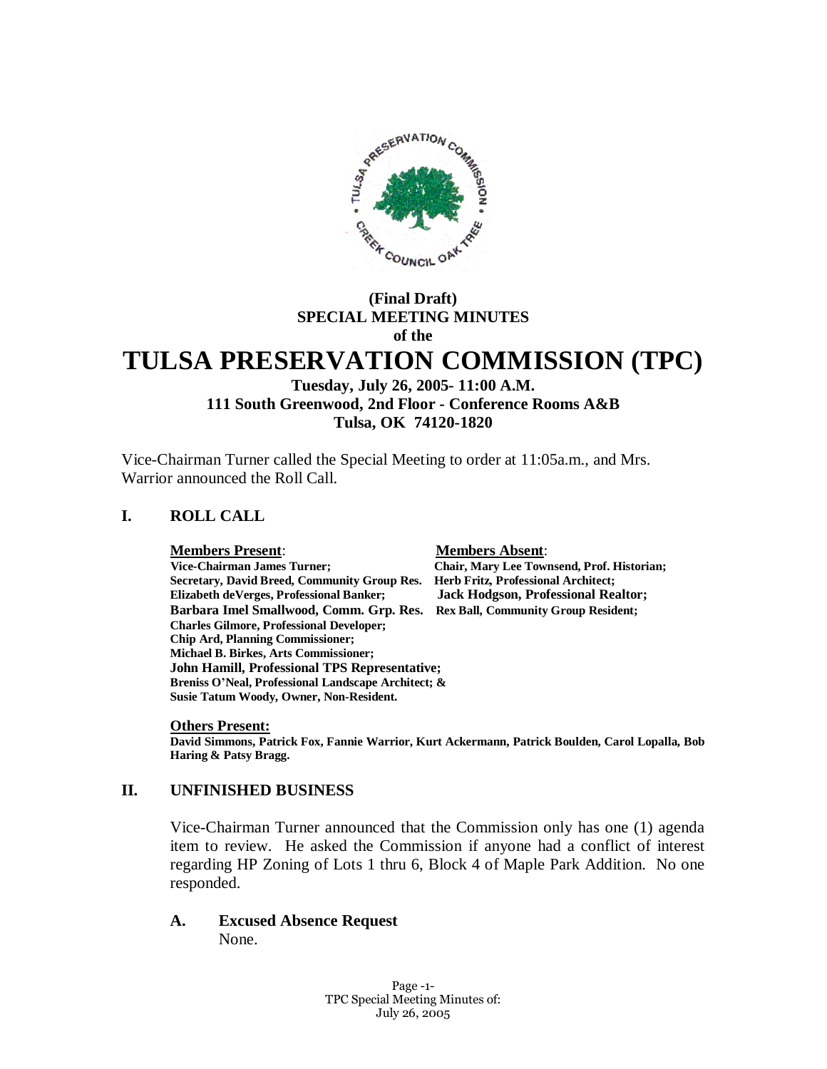**(Final Draft)**
**SPECIAL MEETING MINUTES**
**of the**

# TULSA PRESERVATION COMMISSION (TPC)

**Tuesday, July 26, 2005- 11:00 A.M.**
**111 South Greenwood, 2nd Floor - Conference Rooms A&B**
**Tulsa, OK 74120-1820**

Vice-Chairman Turner called the Special Meeting to order at 11:05a.m., and Mrs. Warrior announced the Roll Call.

## I. ROLL CALL

| **Members Present**: | **Members Absent**: |
|---|---|
| **Vice-Chairman James Turner;** | **Chair, Mary Lee Townsend, Prof. Historian;** |
| **Secretary, David Breed, Community Group Res.** | **Herb Fritz, Professional Architect;** |
| **Elizabeth deVerges, Professional Banker;** | **Jack Hodgson, Professional Realtor;** |
| **Barbara Imel Smallwood, Comm. Grp. Res.** | **Rex Ball, Community Group Resident;** |
| **Charles Gilmore, Professional Developer;** | |
| **Chip Ard, Planning Commissioner;** | |
| **Michael B. Birkes, Arts Commissioner;** | |
| **John Hamill, Professional TPS Representative;** | |
| **Breniss O'Neal, Professional Landscape Architect; &** | |
| **Susie Tatum Woody, Owner, Non-Resident.** | |

**Others Present:**
**David Simmons, Patrick Fox, Fannie Warrior, Kurt Ackermann, Patrick Boulden, Carol Lopalla, Bob Haring & Patsy Bragg.**

## II. UNFINISHED BUSINESS

Vice-Chairman Turner announced that the Commission only has one (1) agenda item to review. He asked the Commission if anyone had a conflict of interest regarding HP Zoning of Lots 1 thru 6, Block 4 of Maple Park Addition. No one responded.

### A. Excused Absence Request

None.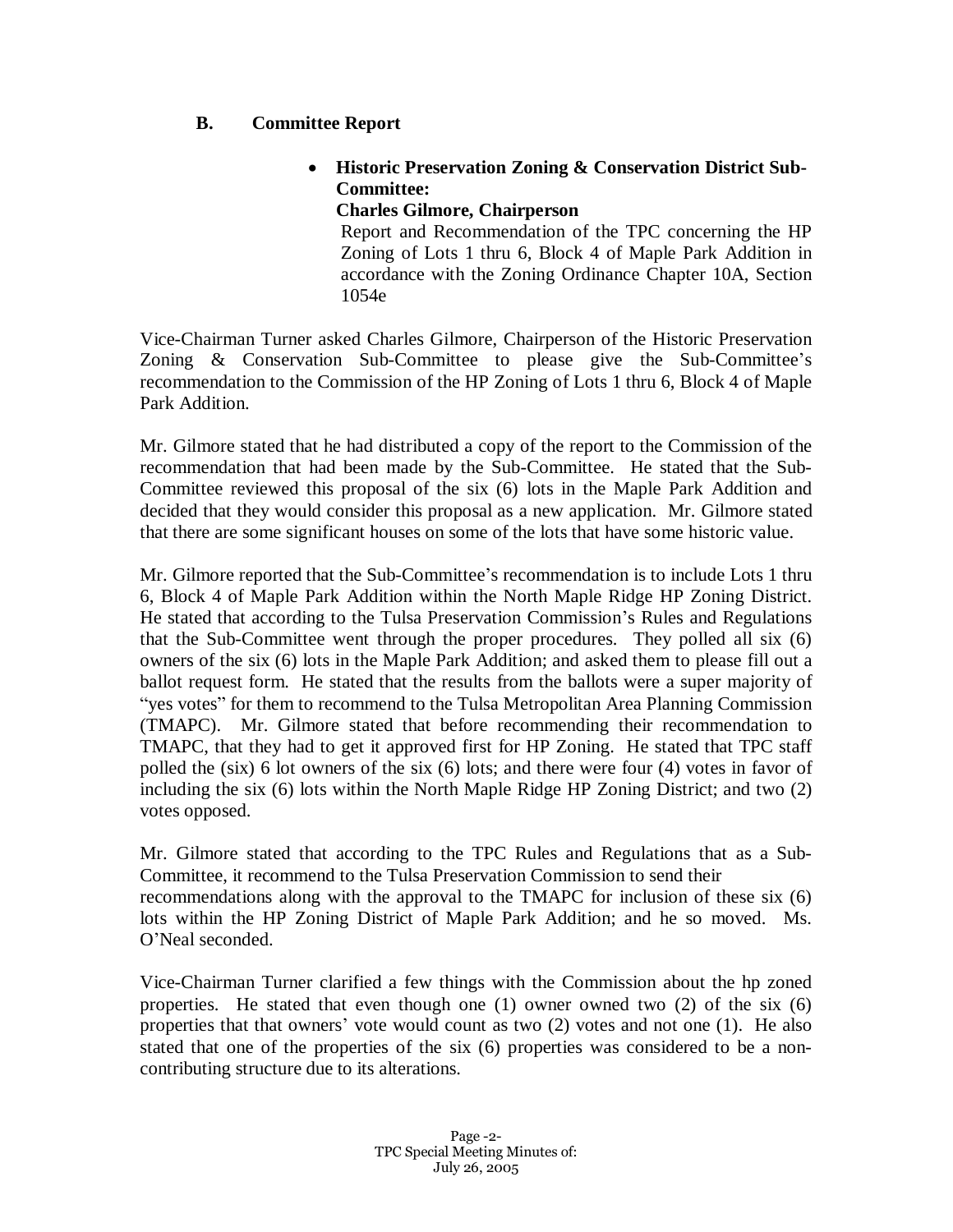## B. Committee Report

- **Historic Preservation Zoning & Conservation District Sub-Committee:**
  **Charles Gilmore, Chairperson**
  Report and Recommendation of the TPC concerning the HP Zoning of Lots 1 thru 6, Block 4 of Maple Park Addition in accordance with the Zoning Ordinance Chapter 10A, Section 1054e

Vice-Chairman Turner asked Charles Gilmore, Chairperson of the Historic Preservation Zoning & Conservation Sub-Committee to please give the Sub-Committee's recommendation to the Commission of the HP Zoning of Lots 1 thru 6, Block 4 of Maple Park Addition.

Mr. Gilmore stated that he had distributed a copy of the report to the Commission of the recommendation that had been made by the Sub-Committee. He stated that the Sub-Committee reviewed this proposal of the six (6) lots in the Maple Park Addition and decided that they would consider this proposal as a new application. Mr. Gilmore stated that there are some significant houses on some of the lots that have some historic value.

Mr. Gilmore reported that the Sub-Committee's recommendation is to include Lots 1 thru 6, Block 4 of Maple Park Addition within the North Maple Ridge HP Zoning District. He stated that according to the Tulsa Preservation Commission's Rules and Regulations that the Sub-Committee went through the proper procedures. They polled all six (6) owners of the six (6) lots in the Maple Park Addition; and asked them to please fill out a ballot request form. He stated that the results from the ballots were a super majority of "yes votes" for them to recommend to the Tulsa Metropolitan Area Planning Commission (TMAPC). Mr. Gilmore stated that before recommending their recommendation to TMAPC, that they had to get it approved first for HP Zoning. He stated that TPC staff polled the (six) 6 lot owners of the six (6) lots; and there were four (4) votes in favor of including the six (6) lots within the North Maple Ridge HP Zoning District; and two (2) votes opposed.

Mr. Gilmore stated that according to the TPC Rules and Regulations that as a Sub-Committee, it recommend to the Tulsa Preservation Commission to send their recommendations along with the approval to the TMAPC for inclusion of these six (6) lots within the HP Zoning District of Maple Park Addition; and he so moved. Ms. O'Neal seconded.

Vice-Chairman Turner clarified a few things with the Commission about the hp zoned properties. He stated that even though one (1) owner owned two (2) of the six (6) properties that that owners' vote would count as two (2) votes and not one (1). He also stated that one of the properties of the six (6) properties was considered to be a non-contributing structure due to its alterations.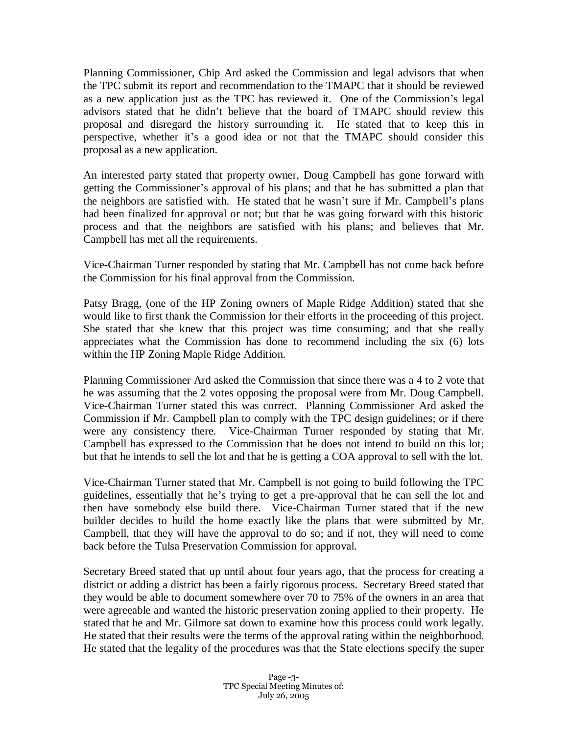Planning Commissioner, Chip Ard asked the Commission and legal advisors that when the TPC submit its report and recommendation to the TMAPC that it should be reviewed as a new application just as the TPC has reviewed it. One of the Commission's legal advisors stated that he didn't believe that the board of TMAPC should review this proposal and disregard the history surrounding it. He stated that to keep this in perspective, whether it's a good idea or not that the TMAPC should consider this proposal as a new application.

An interested party stated that property owner, Doug Campbell has gone forward with getting the Commissioner's approval of his plans; and that he has submitted a plan that the neighbors are satisfied with. He stated that he wasn't sure if Mr. Campbell's plans had been finalized for approval or not; but that he was going forward with this historic process and that the neighbors are satisfied with his plans; and believes that Mr. Campbell has met all the requirements.

Vice-Chairman Turner responded by stating that Mr. Campbell has not come back before the Commission for his final approval from the Commission.

Patsy Bragg, (one of the HP Zoning owners of Maple Ridge Addition) stated that she would like to first thank the Commission for their efforts in the proceeding of this project. She stated that she knew that this project was time consuming; and that she really appreciates what the Commission has done to recommend including the six (6) lots within the HP Zoning Maple Ridge Addition.

Planning Commissioner Ard asked the Commission that since there was a 4 to 2 vote that he was assuming that the 2 votes opposing the proposal were from Mr. Doug Campbell. Vice-Chairman Turner stated this was correct. Planning Commissioner Ard asked the Commission if Mr. Campbell plan to comply with the TPC design guidelines; or if there were any consistency there. Vice-Chairman Turner responded by stating that Mr. Campbell has expressed to the Commission that he does not intend to build on this lot; but that he intends to sell the lot and that he is getting a COA approval to sell with the lot.

Vice-Chairman Turner stated that Mr. Campbell is not going to build following the TPC guidelines, essentially that he's trying to get a pre-approval that he can sell the lot and then have somebody else build there. Vice-Chairman Turner stated that if the new builder decides to build the home exactly like the plans that were submitted by Mr. Campbell, that they will have the approval to do so; and if not, they will need to come back before the Tulsa Preservation Commission for approval.

Secretary Breed stated that up until about four years ago, that the process for creating a district or adding a district has been a fairly rigorous process. Secretary Breed stated that they would be able to document somewhere over 70 to 75% of the owners in an area that were agreeable and wanted the historic preservation zoning applied to their property. He stated that he and Mr. Gilmore sat down to examine how this process could work legally. He stated that their results were the terms of the approval rating within the neighborhood. He stated that the legality of the procedures was that the State elections specify the super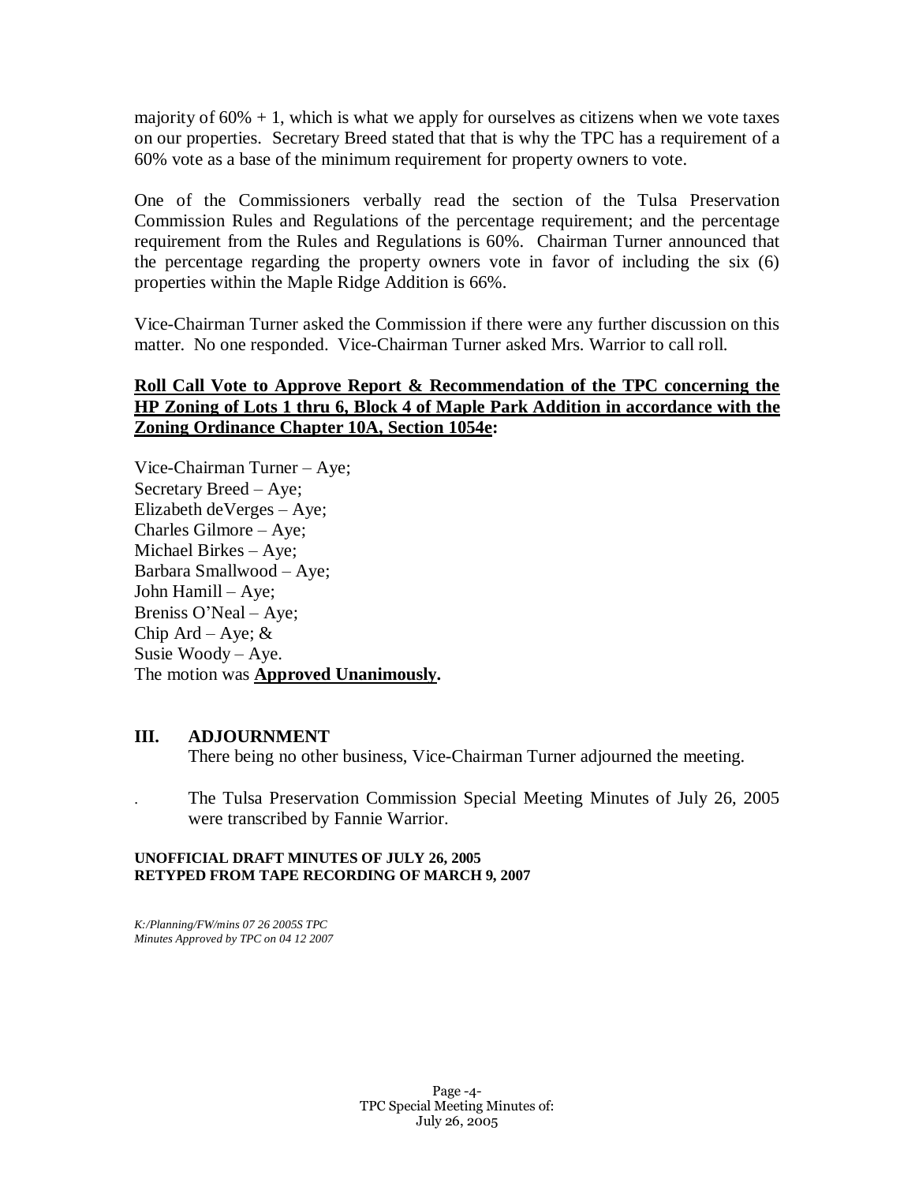majority of 60% + 1, which is what we apply for ourselves as citizens when we vote taxes on our properties. Secretary Breed stated that that is why the TPC has a requirement of a 60% vote as a base of the minimum requirement for property owners to vote.

One of the Commissioners verbally read the section of the Tulsa Preservation Commission Rules and Regulations of the percentage requirement; and the percentage requirement from the Rules and Regulations is 60%. Chairman Turner announced that the percentage regarding the property owners vote in favor of including the six (6) properties within the Maple Ridge Addition is 66%.

Vice-Chairman Turner asked the Commission if there were any further discussion on this matter. No one responded. Vice-Chairman Turner asked Mrs. Warrior to call roll.

**Roll Call Vote to Approve Report & Recommendation of the TPC concerning the HP Zoning of Lots 1 thru 6, Block 4 of Maple Park Addition in accordance with the Zoning Ordinance Chapter 10A, Section 1054e:**

Vice-Chairman Turner – Aye;
Secretary Breed – Aye;
Elizabeth deVerges – Aye;
Charles Gilmore – Aye;
Michael Birkes – Aye;
Barbara Smallwood – Aye;
John Hamill – Aye;
Breniss O'Neal – Aye;
Chip Ard – Aye; &
Susie Woody – Aye.
The motion was **Approved Unanimously.**

## III. ADJOURNMENT

There being no other business, Vice-Chairman Turner adjourned the meeting.

. The Tulsa Preservation Commission Special Meeting Minutes of July 26, 2005 were transcribed by Fannie Warrior.

**UNOFFICIAL DRAFT MINUTES OF JULY 26, 2005**
**RETYPED FROM TAPE RECORDING OF MARCH 9, 2007**

*K:/Planning/FW/mins 07 26 2005S TPC*
*Minutes Approved by TPC on 04 12 2007*